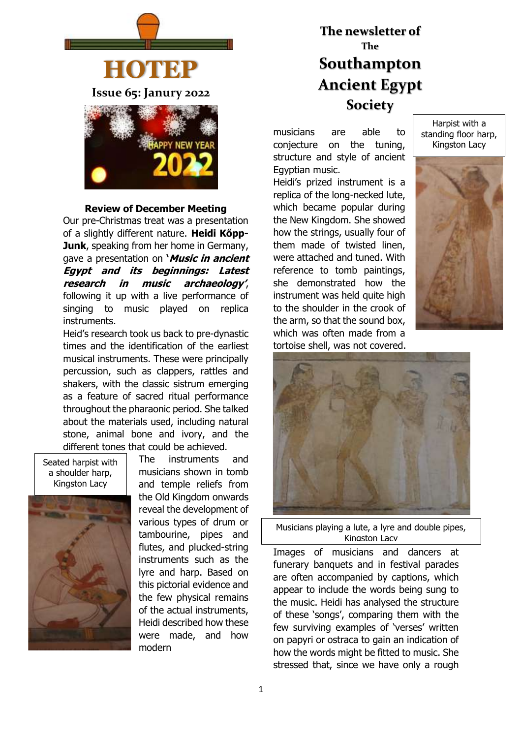# HOTEP

**Issue 65: Janury 2022**

## The newsletter of The Southampton Ancient Egypt Society

### Review of December Meeting

Our pre-Christmas treat was a presentation of a slightly different nature. **Heidi Kőpp-Junk**, speaking from her home in Germany, gave a presentation on ***'Music in ancient Egypt and its beginnings: Latest research in music archaeology'***, following it up with a live performance of singing to music played on replica instruments.

Heid's research took us back to pre-dynastic times and the identification of the earliest musical instruments. These were principally percussion, such as clappers, rattles and shakers, with the classic sistrum emerging as a feature of sacred ritual performance throughout the pharaonic period. She talked about the materials used, including natural stone, animal bone and ivory, and the different tones that could be achieved.

Seated harpist with a shoulder harp, Kingston Lacy

The instruments and musicians shown in tomb and temple reliefs from the Old Kingdom onwards reveal the development of various types of drum or tambourine, pipes and flutes, and plucked-string instruments such as the lyre and harp. Based on this pictorial evidence and the few physical remains of the actual instruments, Heidi described how these were made, and how modern musicians are able to conjecture on the tuning, structure and style of ancient Egyptian music.

Harpist with a standing floor harp, Kingston Lacy

Heidi's prized instrument is a replica of the long-necked lute, which became popular during the New Kingdom. She showed how the strings, usually four of them made of twisted linen, were attached and tuned. With reference to tomb paintings, she demonstrated how the instrument was held quite high to the shoulder in the crook of the arm, so that the sound box, which was often made from a tortoise shell, was not covered.

Musicians playing a lute, a lyre and double pipes, Kingston Lacy

Images of musicians and dancers at funerary banquets and in festival parades are often accompanied by captions, which appear to include the words being sung to the music. Heidi has analysed the structure of these 'songs', comparing them with the few surviving examples of 'verses' written on papyri or ostraca to gain an indication of how the words might be fitted to music. She stressed that, since we have only a rough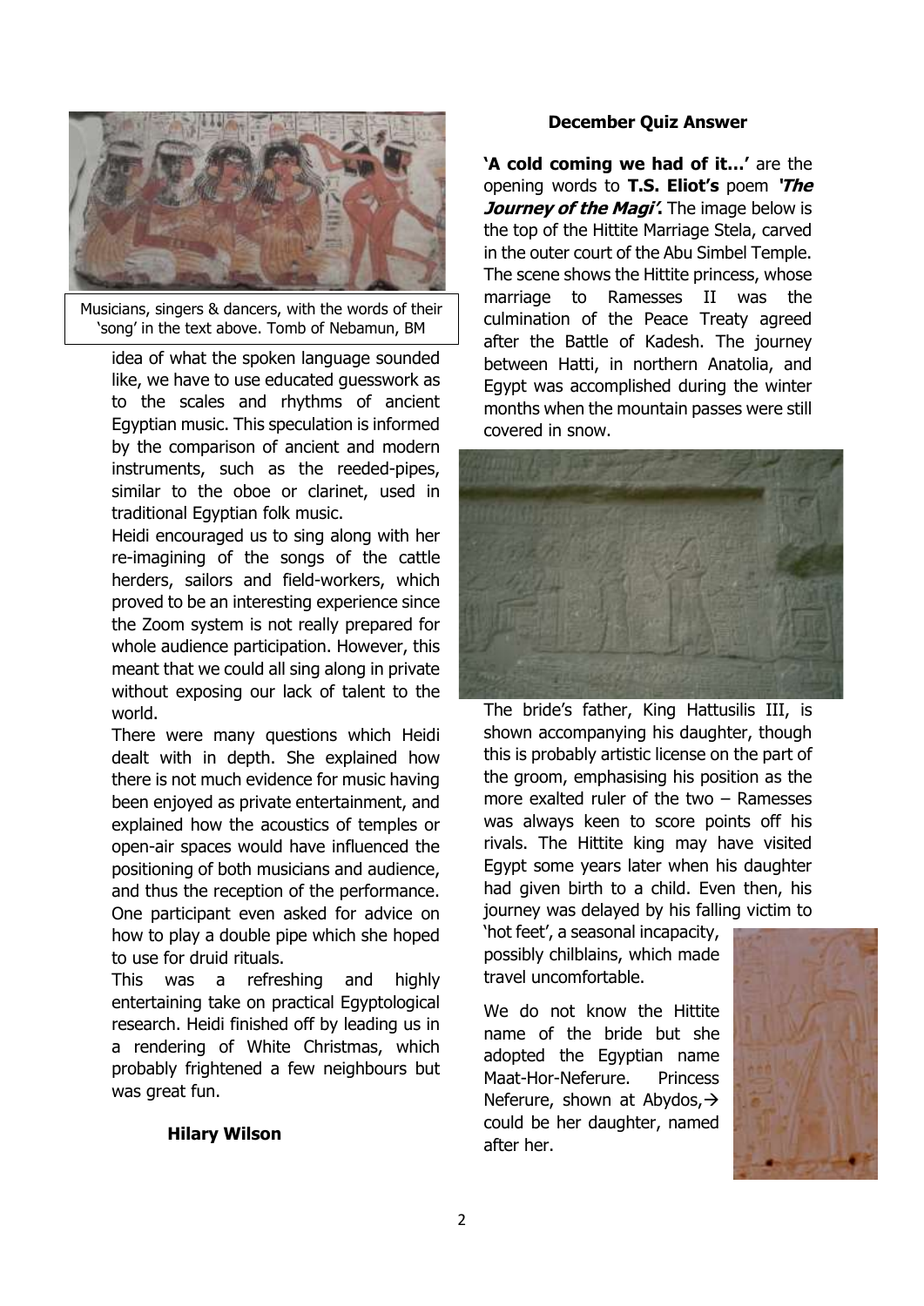Musicians, singers & dancers, with the words of their 'song' in the text above. Tomb of Nebamun, BM

idea of what the spoken language sounded like, we have to use educated guesswork as to the scales and rhythms of ancient Egyptian music. This speculation is informed by the comparison of ancient and modern instruments, such as the reeded-pipes, similar to the oboe or clarinet, used in traditional Egyptian folk music.

Heidi encouraged us to sing along with her re-imagining of the songs of the cattle herders, sailors and field-workers, which proved to be an interesting experience since the Zoom system is not really prepared for whole audience participation. However, this meant that we could all sing along in private without exposing our lack of talent to the world.

There were many questions which Heidi dealt with in depth. She explained how there is not much evidence for music having been enjoyed as private entertainment, and explained how the acoustics of temples or open-air spaces would have influenced the positioning of both musicians and audience, and thus the reception of the performance. One participant even asked for advice on how to play a double pipe which she hoped to use for druid rituals.

This was a refreshing and highly entertaining take on practical Egyptological research. Heidi finished off by leading us in a rendering of White Christmas, which probably frightened a few neighbours but was great fun.

**Hilary Wilson**

### December Quiz Answer

**'A cold coming we had of it…'** are the opening words to **T.S. Eliot's** poem ***'The Journey of the Magi'***. The image below is the top of the Hittite Marriage Stela, carved in the outer court of the Abu Simbel Temple. The scene shows the Hittite princess, whose marriage to Ramesses II was the culmination of the Peace Treaty agreed after the Battle of Kadesh. The journey between Hatti, in northern Anatolia, and Egypt was accomplished during the winter months when the mountain passes were still covered in snow.

The bride's father, King Hattusilis III, is shown accompanying his daughter, though this is probably artistic license on the part of the groom, emphasising his position as the more exalted ruler of the two – Ramesses was always keen to score points off his rivals. The Hittite king may have visited Egypt some years later when his daughter had given birth to a child. Even then, his journey was delayed by his falling victim to 'hot feet', a seasonal incapacity, possibly chilblains, which made travel uncomfortable.

We do not know the Hittite name of the bride but she adopted the Egyptian name Maat-Hor-Neferure. Princess Neferure, shown at Abydos,→ could be her daughter, named after her.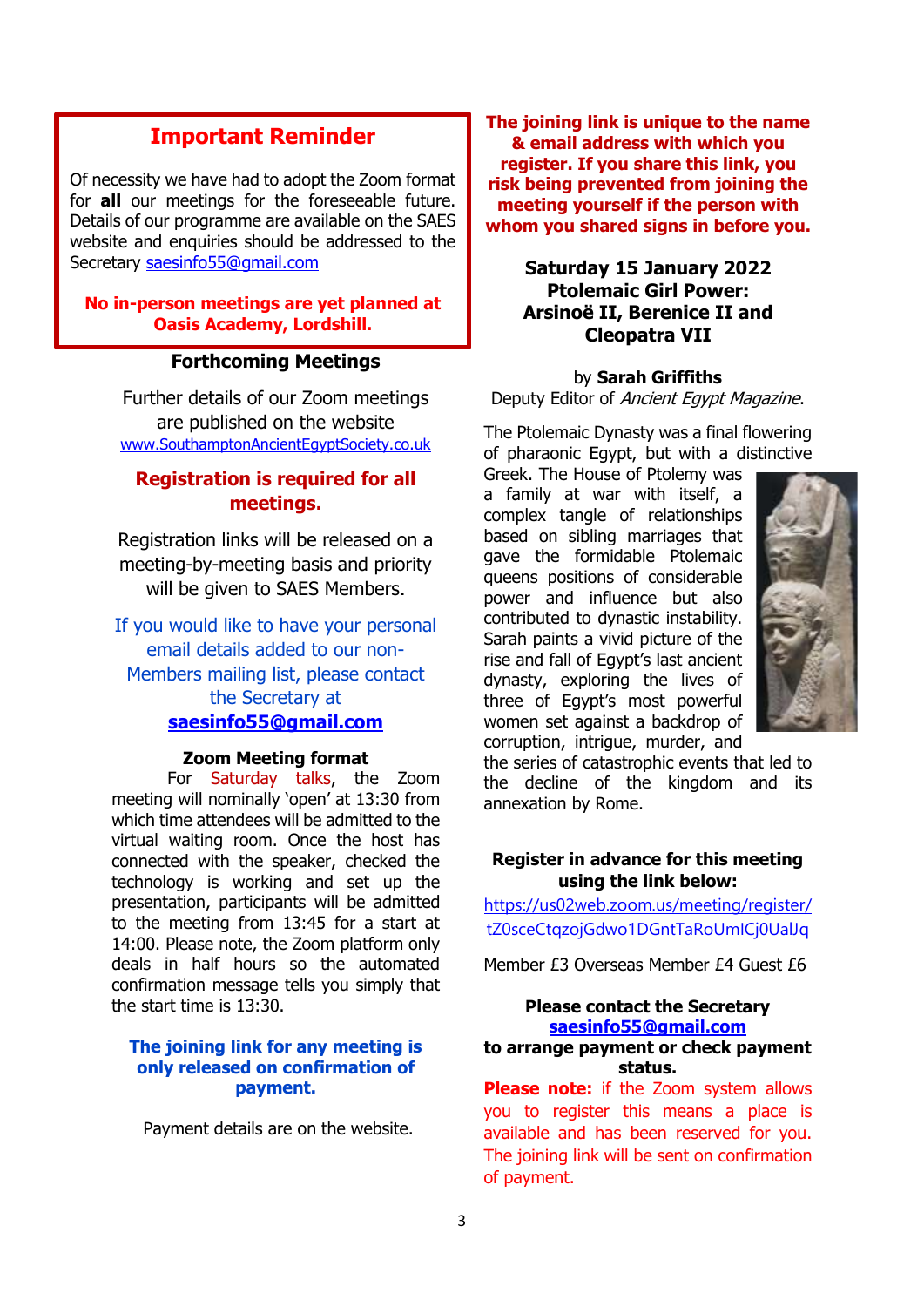## Important Reminder

Of necessity we have had to adopt the Zoom format for **all** our meetings for the foreseeable future. Details of our programme are available on the SAES website and enquiries should be addressed to the Secretary saesinfo55@gmail.com

**No in-person meetings are yet planned at Oasis Academy, Lordshill.**

### Forthcoming Meetings

Further details of our Zoom meetings are published on the website
www.SouthamptonAncientEgyptSociety.co.uk

**Registration is required for all meetings.**

Registration links will be released on a meeting-by-meeting basis and priority will be given to SAES Members.

If you would like to have your personal email details added to our non-Members mailing list, please contact the Secretary at **saesinfo55@gmail.com**

### Zoom Meeting format

For Saturday talks, the Zoom meeting will nominally 'open' at 13:30 from which time attendees will be admitted to the virtual waiting room. Once the host has connected with the speaker, checked the technology is working and set up the presentation, participants will be admitted to the meeting from 13:45 for a start at 14:00. Please note, the Zoom platform only deals in half hours so the automated confirmation message tells you simply that the start time is 13:30.

**The joining link for any meeting is only released on confirmation of payment.**

Payment details are on the website.

**The joining link is unique to the name & email address with which you register. If you share this link, you risk being prevented from joining the meeting yourself if the person with whom you shared signs in before you.**

### Saturday 15 January 2022
### Ptolemaic Girl Power: Arsinoë II, Berenice II and Cleopatra VII

by **Sarah Griffiths**
Deputy Editor of *Ancient Egypt Magazine*.

The Ptolemaic Dynasty was a final flowering of pharaonic Egypt, but with a distinctive Greek. The House of Ptolemy was a family at war with itself, a complex tangle of relationships based on sibling marriages that gave the formidable Ptolemaic queens positions of considerable power and influence but also contributed to dynastic instability. Sarah paints a vivid picture of the rise and fall of Egypt's last ancient dynasty, exploring the lives of three of Egypt's most powerful women set against a backdrop of corruption, intrigue, murder, and the series of catastrophic events that led to the decline of the kingdom and its annexation by Rome.

**Register in advance for this meeting using the link below:**

https://us02web.zoom.us/meeting/register/tZ0sceCtqzojGdwo1DGntTaRoUmICj0UalJq

Member £3 Overseas Member £4 Guest £6

**Please contact the Secretary saesinfo55@gmail.com to arrange payment or check payment status.**

**Please note:** if the Zoom system allows you to register this means a place is available and has been reserved for you. The joining link will be sent on confirmation of payment.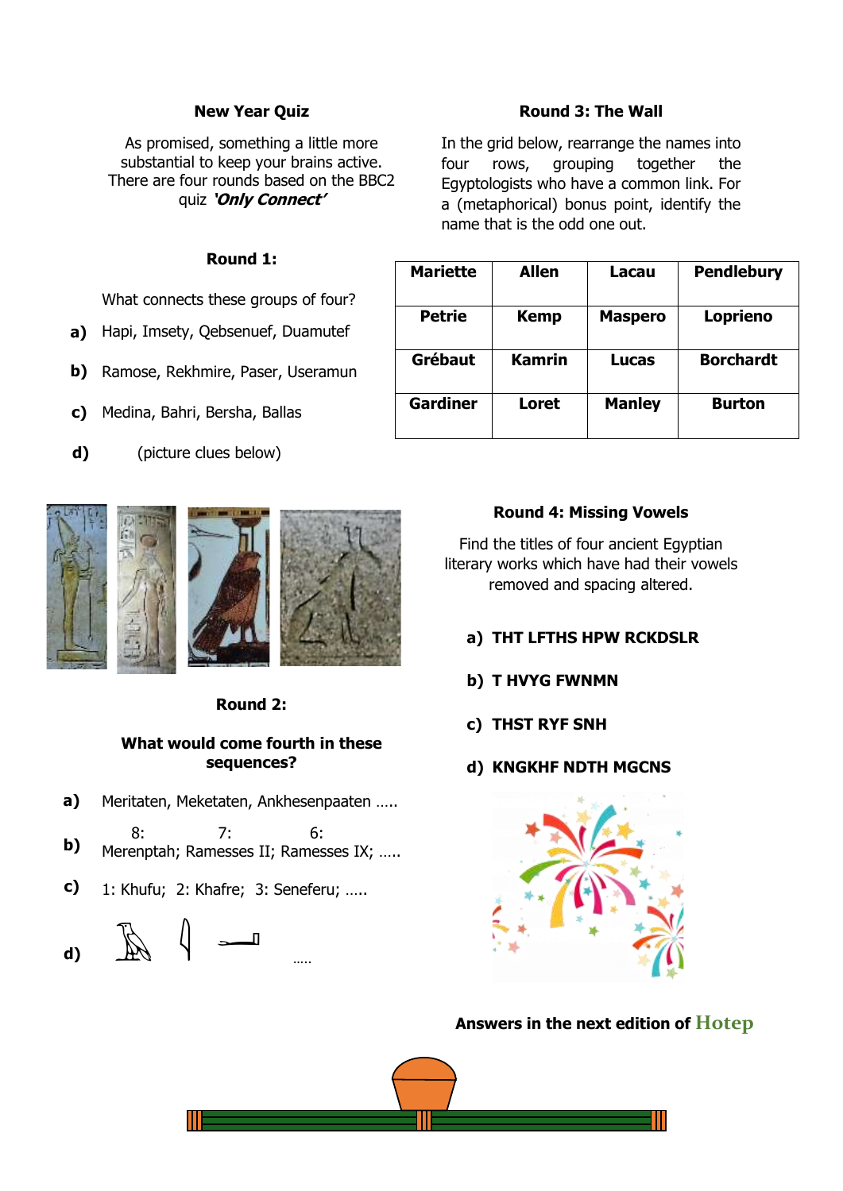## New Year Quiz

As promised, something a little more substantial to keep your brains active. There are four rounds based on the BBC2 quiz ***'Only Connect'***

### Round 1:

What connects these groups of four?

**a)** Hapi, Imsety, Qebsenuef, Duamutef

**b)** Ramose, Rekhmire, Paser, Useramun

**c)** Medina, Bahri, Bersha, Ballas

**d)** (picture clues below)

### Round 2:

**What would come fourth in these sequences?**

**a)** Meritaten, Meketaten, Ankhesenpaaten …..

**b)** 8: Merenptah; 7: Ramesses II; 6: Ramesses IX; …..

**c)** 1: Khufu; 2: Khafre; 3: Seneferu; …..

**d)** …..

### Round 3: The Wall

In the grid below, rearrange the names into four rows, grouping together the Egyptologists who have a common link. For a (metaphorical) bonus point, identify the name that is the odd one out.

| | | | |
|---|---|---|---|
| **Mariette** | **Allen** | **Lacau** | **Pendlebury** |
| **Petrie** | **Kemp** | **Maspero** | **Loprieno** |
| **Grébaut** | **Kamrin** | **Lucas** | **Borchardt** |
| **Gardiner** | **Loret** | **Manley** | **Burton** |

### Round 4: Missing Vowels

Find the titles of four ancient Egyptian literary works which have had their vowels removed and spacing altered.

**a) THT LFTHS HPW RCKDSLR**

**b) T HVYG FWNMN**

**c) THST RYF SNH**

**d) KNGKHF NDTH MGCNS**

**Answers in the next edition of Hotep**